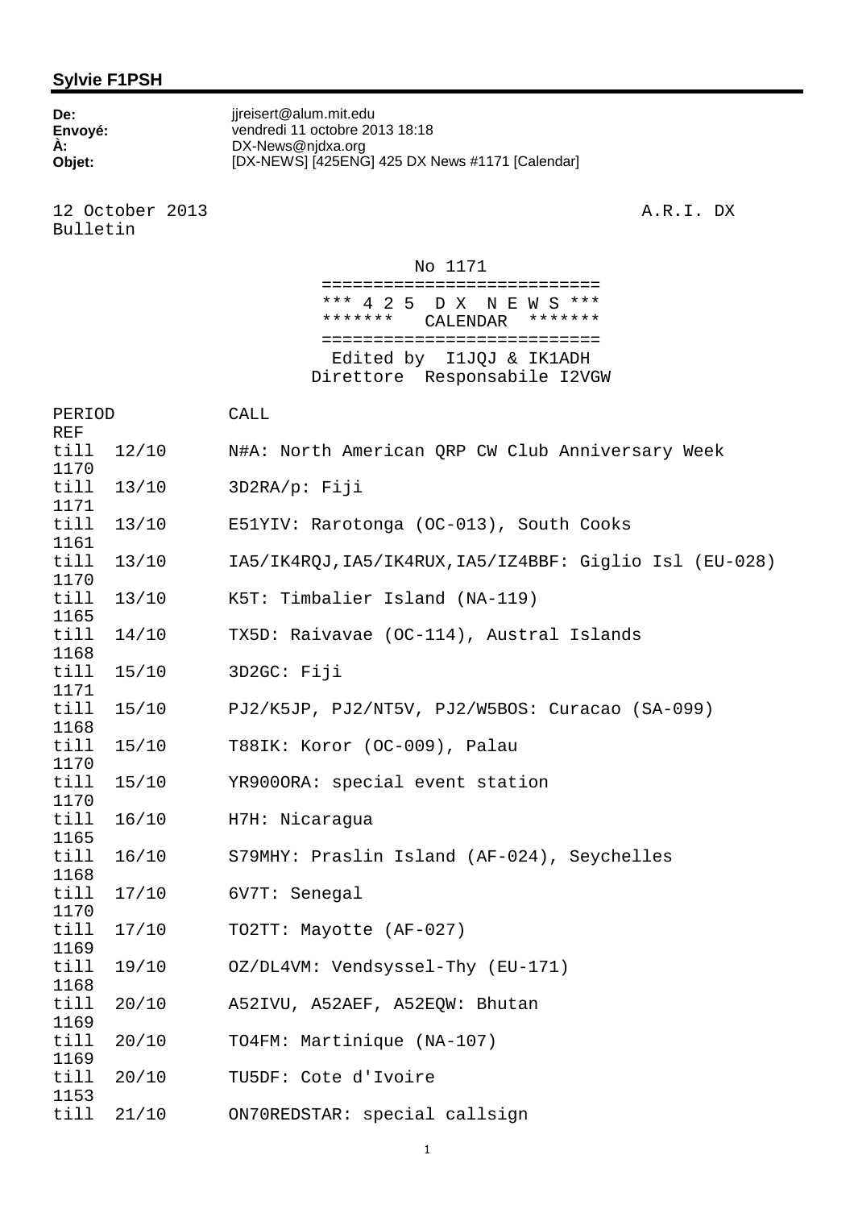**Sylvie F1PSH**

**De:** jjreisert@alum.mit.edu
**Envoyé:** vendredi 11 octobre 2013 18:18
**À:** DX-News@njdxa.org
**Objet:** [DX-NEWS] [425ENG] 425 DX News #1171 [Calendar]

12 October 2013 A.R.I. DX Bulletin

```
                        No 1171
               ===========================
               *** 4 2 5  D X  N E W S ***
               *******   CALENDAR  *******
               ===========================
                Edited by  I1JQJ & IK1ADH
              Direttore  Responsabile I2VGW
```

| PERIOD | CALL | REF |
|---|---|---|
| till 12/10 | N#A: North American QRP CW Club Anniversary Week | 1170 |
| till 13/10 | 3D2RA/p: Fiji | 1171 |
| till 13/10 | E51YIV: Rarotonga (OC-013), South Cooks | 1161 |
| till 13/10 | IA5/IK4RQJ,IA5/IK4RUX,IA5/IZ4BBF: Giglio Isl (EU-028) | 1170 |
| till 13/10 | K5T: Timbalier Island (NA-119) | 1165 |
| till 14/10 | TX5D: Raivavae (OC-114), Austral Islands | 1168 |
| till 15/10 | 3D2GC: Fiji | 1171 |
| till 15/10 | PJ2/K5JP, PJ2/NT5V, PJ2/W5BOS: Curacao (SA-099) | 1168 |
| till 15/10 | T88IK: Koror (OC-009), Palau | 1170 |
| till 15/10 | YR900ORA: special event station | 1170 |
| till 16/10 | H7H: Nicaragua | 1165 |
| till 16/10 | S79MHY: Praslin Island (AF-024), Seychelles | 1168 |
| till 17/10 | 6V7T: Senegal | 1170 |
| till 17/10 | TO2TT: Mayotte (AF-027) | 1169 |
| till 19/10 | OZ/DL4VM: Vendsyssel-Thy (EU-171) | 1168 |
| till 20/10 | A52IVU, A52AEF, A52EQW: Bhutan | 1169 |
| till 20/10 | TO4FM: Martinique (NA-107) | 1169 |
| till 20/10 | TU5DF: Cote d'Ivoire | 1153 |
| till 21/10 | ON70REDSTAR: special callsign | |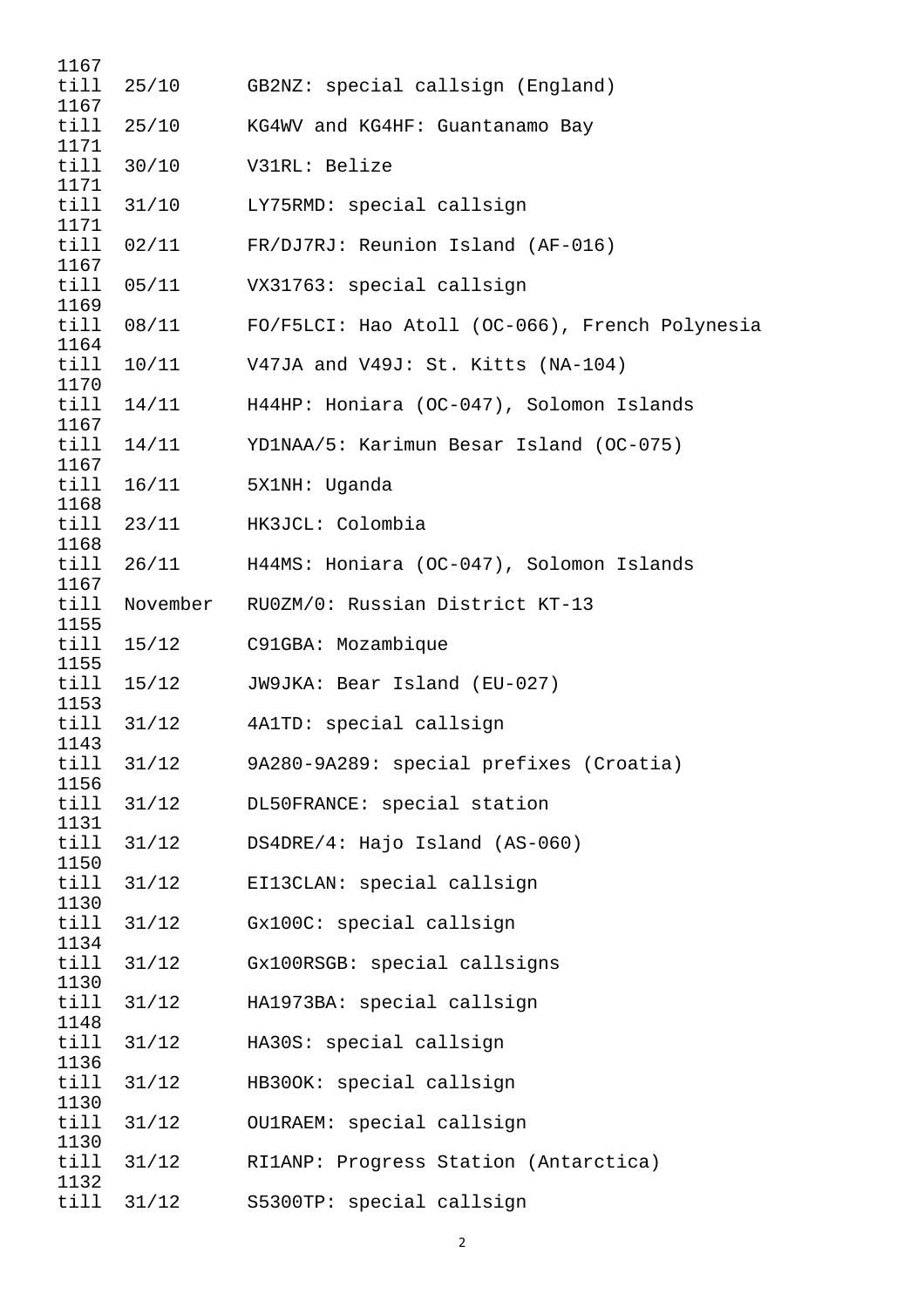| | | |
|---|---|---|
| 1167 till | 25/10 | GB2NZ: special callsign (England) |
| 1167 till | 25/10 | KG4WV and KG4HF: Guantanamo Bay |
| 1171 till | 30/10 | V31RL: Belize |
| 1171 till | 31/10 | LY75RMD: special callsign |
| 1171 till | 02/11 | FR/DJ7RJ: Reunion Island (AF-016) |
| 1167 till | 05/11 | VX31763: special callsign |
| 1169 till | 08/11 | FO/F5LCI: Hao Atoll (OC-066), French Polynesia |
| 1164 till | 10/11 | V47JA and V49J: St. Kitts (NA-104) |
| 1170 till | 14/11 | H44HP: Honiara (OC-047), Solomon Islands |
| 1167 till | 14/11 | YD1NAA/5: Karimun Besar Island (OC-075) |
| 1167 till | 16/11 | 5X1NH: Uganda |
| 1168 till | 23/11 | HK3JCL: Colombia |
| 1168 till | 26/11 | H44MS: Honiara (OC-047), Solomon Islands |
| 1167 till | November | RU0ZM/0: Russian District KT-13 |
| 1155 till | 15/12 | C91GBA: Mozambique |
| 1155 till | 15/12 | JW9JKA: Bear Island (EU-027) |
| 1153 till | 31/12 | 4A1TD: special callsign |
| 1143 till | 31/12 | 9A280-9A289: special prefixes (Croatia) |
| 1156 till | 31/12 | DL50FRANCE: special station |
| 1131 till | 31/12 | DS4DRE/4: Hajo Island (AS-060) |
| 1150 till | 31/12 | EI13CLAN: special callsign |
| 1130 till | 31/12 | Gx100C: special callsign |
| 1134 till | 31/12 | Gx100RSGB: special callsigns |
| 1130 till | 31/12 | HA1973BA: special callsign |
| 1148 till | 31/12 | HA30S: special callsign |
| 1136 till | 31/12 | HB30OK: special callsign |
| 1130 till | 31/12 | OU1RAEM: special callsign |
| 1130 till | 31/12 | RI1ANP: Progress Station (Antarctica) |
| 1132 till | 31/12 | S5300TP: special callsign |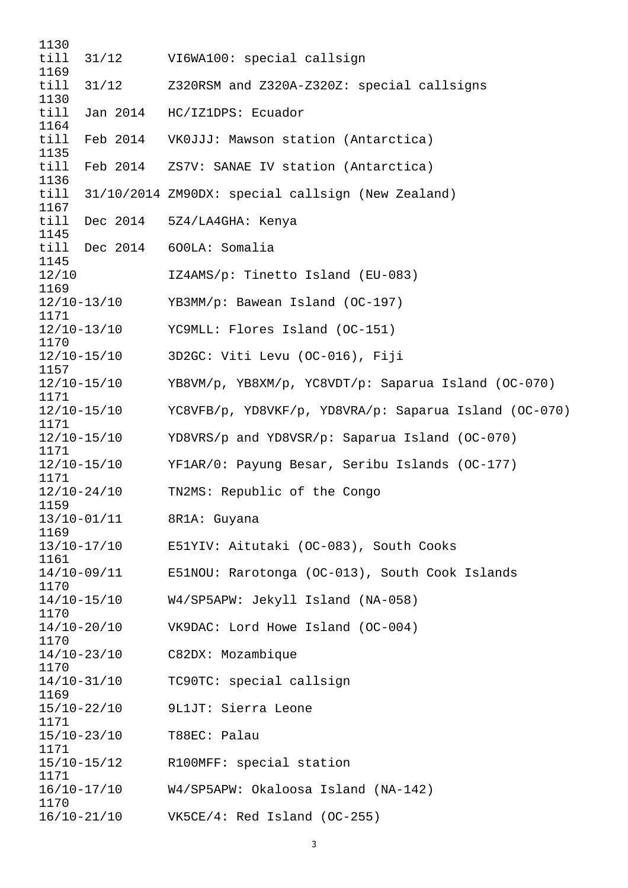```
1130
till  31/12       VI6WA100: special callsign
1169
till  31/12       Z320RSM and Z320A-Z320Z: special callsigns
1130
till  Jan 2014   HC/IZ1DPS: Ecuador
1164
till  Feb 2014   VK0JJJ: Mawson station (Antarctica)
1135
till  Feb 2014   ZS7V: SANAE IV station (Antarctica)
1136
till  31/10/2014 ZM90DX: special callsign (New Zealand)
1167
till  Dec 2014   5Z4/LA4GHA: Kenya
1145
till  Dec 2014   6O0LA: Somalia
1145
12/10            IZ4AMS/p: Tinetto Island (EU-083)
1169
12/10-13/10      YB3MM/p: Bawean Island (OC-197)
1171
12/10-13/10      YC9MLL: Flores Island (OC-151)
1170
12/10-15/10      3D2GC: Viti Levu (OC-016), Fiji
1157
12/10-15/10      YB8VM/p, YB8XM/p, YC8VDT/p: Saparua Island (OC-070)
1171
12/10-15/10      YC8VFB/p, YD8VKF/p, YD8VRA/p: Saparua Island (OC-070)
1171
12/10-15/10      YD8VRS/p and YD8VSR/p: Saparua Island (OC-070)
1171
12/10-15/10      YF1AR/0: Payung Besar, Seribu Islands (OC-177)
1171
12/10-24/10      TN2MS: Republic of the Congo
1159
13/10-01/11      8R1A: Guyana
1169
13/10-17/10      E51YIV: Aitutaki (OC-083), South Cooks
1161
14/10-09/11      E51NOU: Rarotonga (OC-013), South Cook Islands
1170
14/10-15/10      W4/SP5APW: Jekyll Island (NA-058)
1170
14/10-20/10      VK9DAC: Lord Howe Island (OC-004)
1170
14/10-23/10      C82DX: Mozambique
1170
14/10-31/10      TC90TC: special callsign
1169
15/10-22/10      9L1JT: Sierra Leone
1171
15/10-23/10      T88EC: Palau
1171
15/10-15/12      R100MFF: special station
1171
16/10-17/10      W4/SP5APW: Okaloosa Island (NA-142)
1170
16/10-21/10      VK5CE/4: Red Island (OC-255)
```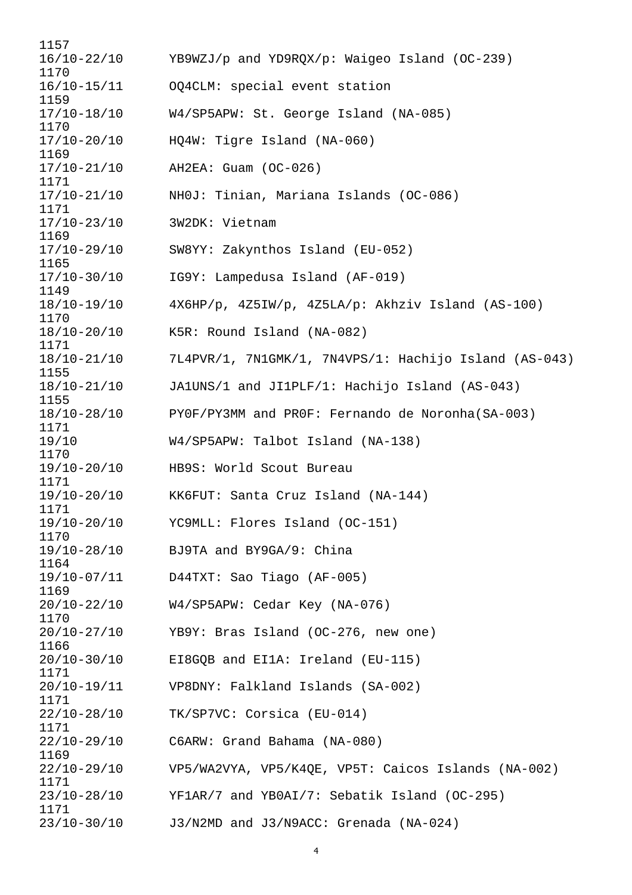1157
16/10-22/10      YB9WZJ/p and YD9RQX/p: Waigeo Island (OC-239)
1170
16/10-15/11      OQ4CLM: special event station
1159
17/10-18/10      W4/SP5APW: St. George Island (NA-085)
1170
17/10-20/10      HQ4W: Tigre Island (NA-060)
1169
17/10-21/10      AH2EA: Guam (OC-026)
1171
17/10-21/10      NH0J: Tinian, Mariana Islands (OC-086)
1171
17/10-23/10      3W2DK: Vietnam
1169
17/10-29/10      SW8YY: Zakynthos Island (EU-052)
1165
17/10-30/10      IG9Y: Lampedusa Island (AF-019)
1149
18/10-19/10      4X6HP/p, 4Z5IW/p, 4Z5LA/p: Akhziv Island (AS-100)
1170
18/10-20/10      K5R: Round Island (NA-082)
1171
18/10-21/10      7L4PVR/1, 7N1GMK/1, 7N4VPS/1: Hachijo Island (AS-043)
1155
18/10-21/10      JA1UNS/1 and JI1PLF/1: Hachijo Island (AS-043)
1155
18/10-28/10      PY0F/PY3MM and PR0F: Fernando de Noronha(SA-003)
1171
19/10            W4/SP5APW: Talbot Island (NA-138)
1170
19/10-20/10      HB9S: World Scout Bureau
1171
19/10-20/10      KK6FUT: Santa Cruz Island (NA-144)
1171
19/10-20/10      YC9MLL: Flores Island (OC-151)
1170
19/10-28/10      BJ9TA and BY9GA/9: China
1164
19/10-07/11      D44TXT: Sao Tiago (AF-005)
1169
20/10-22/10      W4/SP5APW: Cedar Key (NA-076)
1170
20/10-27/10      YB9Y: Bras Island (OC-276, new one)
1166
20/10-30/10      EI8GQB and EI1A: Ireland (EU-115)
1171
20/10-19/11      VP8DNY: Falkland Islands (SA-002)
1171
22/10-28/10      TK/SP7VC: Corsica (EU-014)
1171
22/10-29/10      C6ARW: Grand Bahama (NA-080)
1169
22/10-29/10      VP5/WA2VYA, VP5/K4QE, VP5T: Caicos Islands (NA-002)
1171
23/10-28/10      YF1AR/7 and YB0AI/7: Sebatik Island (OC-295)
1171
23/10-30/10      J3/N2MD and J3/N9ACC: Grenada (NA-024)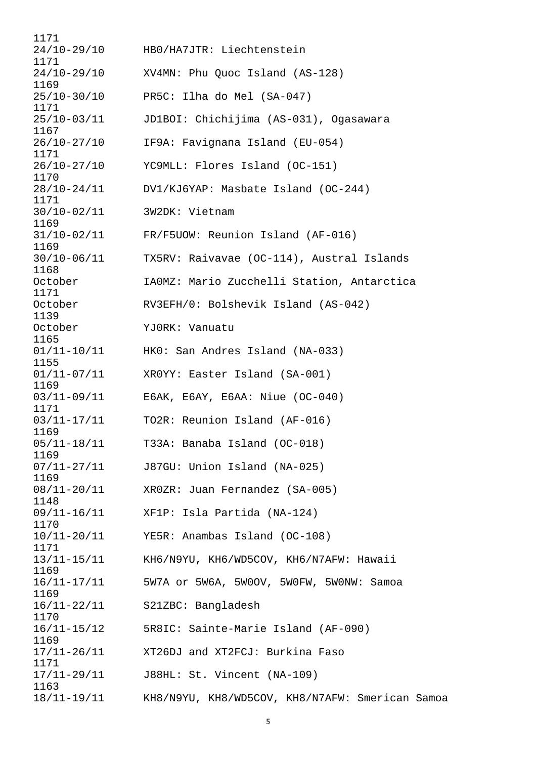1171
24/10-29/10 HB0/HA7JTR: Liechtenstein
1171
24/10-29/10 XV4MN: Phu Quoc Island (AS-128)
1169
25/10-30/10 PR5C: Ilha do Mel (SA-047)
1171
25/10-03/11 JD1BOI: Chichijima (AS-031), Ogasawara
1167
26/10-27/10 IF9A: Favignana Island (EU-054)
1171
26/10-27/10 YC9MLL: Flores Island (OC-151)
1170
28/10-24/11 DV1/KJ6YAP: Masbate Island (OC-244)
1171
30/10-02/11 3W2DK: Vietnam
1169
31/10-02/11 FR/F5UOW: Reunion Island (AF-016)
1169
30/10-06/11 TX5RV: Raivavae (OC-114), Austral Islands
1168
October IA0MZ: Mario Zucchelli Station, Antarctica
1171
October RV3EFH/0: Bolshevik Island (AS-042)
1139
October YJ0RK: Vanuatu
1165
01/11-10/11 HK0: San Andres Island (NA-033)
1155
01/11-07/11 XR0YY: Easter Island (SA-001)
1169
03/11-09/11 E6AK, E6AY, E6AA: Niue (OC-040)
1171
03/11-17/11 TO2R: Reunion Island (AF-016)
1169
05/11-18/11 T33A: Banaba Island (OC-018)
1169
07/11-27/11 J87GU: Union Island (NA-025)
1169
08/11-20/11 XR0ZR: Juan Fernandez (SA-005)
1148
09/11-16/11 XF1P: Isla Partida (NA-124)
1170
10/11-20/11 YE5R: Anambas Island (OC-108)
1171
13/11-15/11 KH6/N9YU, KH6/WD5COV, KH6/N7AFW: Hawaii
1169
16/11-17/11 5W7A or 5W6A, 5W0OV, 5W0FW, 5W0NW: Samoa
1169
16/11-22/11 S21ZBC: Bangladesh
1170
16/11-15/12 5R8IC: Sainte-Marie Island (AF-090)
1169
17/11-26/11 XT26DJ and XT2FCJ: Burkina Faso
1171
17/11-29/11 J88HL: St. Vincent (NA-109)
1163
18/11-19/11 KH8/N9YU, KH8/WD5COV, KH8/N7AFW: Smerican Samoa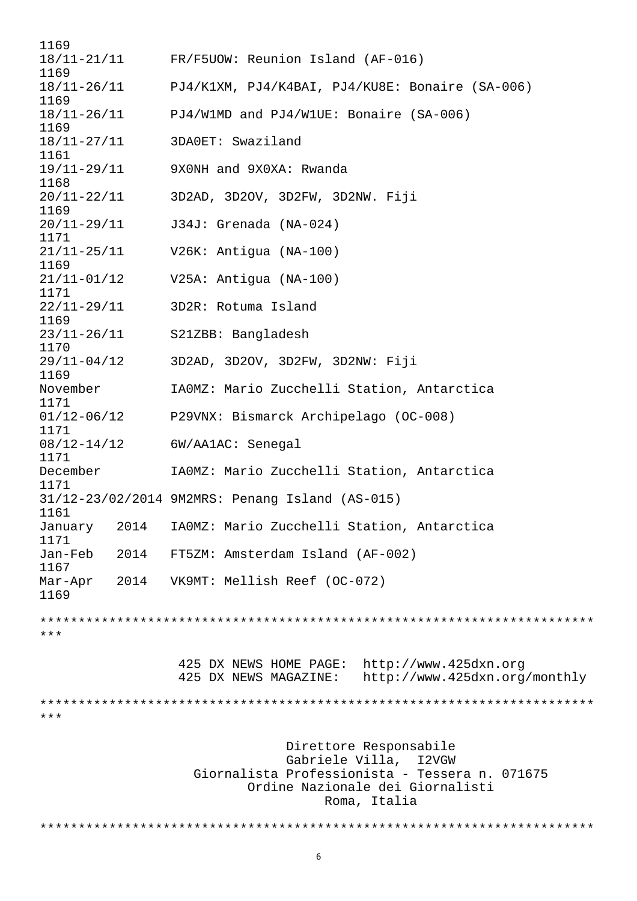1169
18/11-21/11      FR/F5UOW: Reunion Island (AF-016)
1169
18/11-26/11      PJ4/K1XM, PJ4/K4BAI, PJ4/KU8E: Bonaire (SA-006)
1169
18/11-26/11      PJ4/W1MD and PJ4/W1UE: Bonaire (SA-006)
1169
18/11-27/11      3DA0ET: Swaziland
1161
19/11-29/11      9X0NH and 9X0XA: Rwanda
1168
20/11-22/11      3D2AD, 3D2OV, 3D2FW, 3D2NW. Fiji
1169
20/11-29/11      J34J: Grenada (NA-024)
1171
21/11-25/11      V26K: Antigua (NA-100)
1169
21/11-01/12      V25A: Antigua (NA-100)
1171
22/11-29/11      3D2R: Rotuma Island
1169
23/11-26/11      S21ZBB: Bangladesh
1170
29/11-04/12      3D2AD, 3D2OV, 3D2FW, 3D2NW: Fiji
1169
November         IA0MZ: Mario Zucchelli Station, Antarctica
1171
01/12-06/12      P29VNX: Bismarck Archipelago (OC-008)
1171
08/12-14/12      6W/AA1AC: Senegal
1171
December         IA0MZ: Mario Zucchelli Station, Antarctica
1171
31/12-23/02/2014 9M2MRS: Penang Island (AS-015)
1161
January   2014   IA0MZ: Mario Zucchelli Station, Antarctica
1171
Jan-Feb   2014   FT5ZM: Amsterdam Island (AF-002)
1167
Mar-Apr   2014   VK9MT: Mellish Reef (OC-072)
1169

***************************************************************************

425 DX NEWS HOME PAGE:  http://www.425dxn.org
425 DX NEWS MAGAZINE:   http://www.425dxn.org/monthly

***************************************************************************

Direttore Responsabile
Gabriele Villa,  I2VGW
Giornalista Professionista - Tessera n. 071675
Ordine Nazionale dei Giornalisti
Roma, Italia

***************************************************************************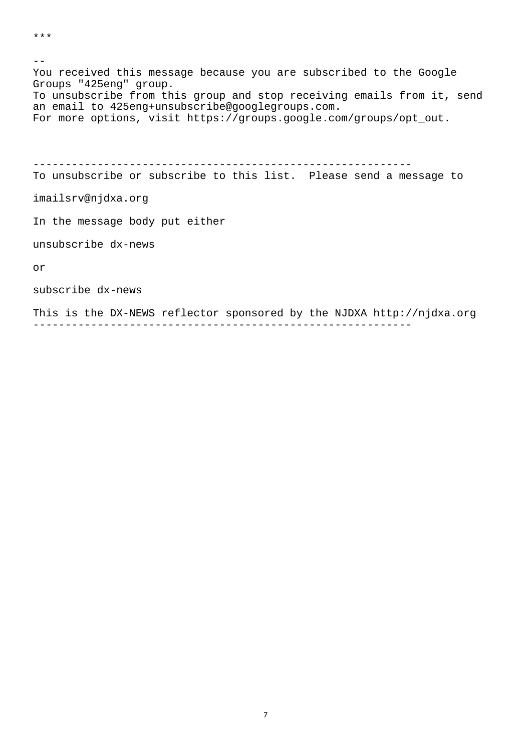***

--
You received this message because you are subscribed to the Google Groups "425eng" group.
To unsubscribe from this group and stop receiving emails from it, send an email to 425eng+unsubscribe@googlegroups.com.
For more options, visit https://groups.google.com/groups/opt_out.

------------------------------------------------------------

To unsubscribe or subscribe to this list. Please send a message to

imailsrv@njdxa.org

In the message body put either

unsubscribe dx-news

or

subscribe dx-news

This is the DX-NEWS reflector sponsored by the NJDXA http://njdxa.org

------------------------------------------------------------